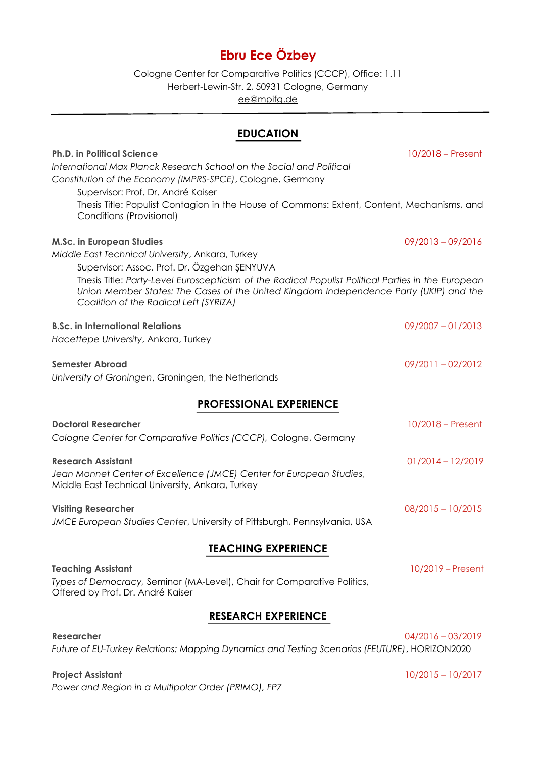# Ebru Ece Özbey

Cologne Center for Comparative Politics (CCCP), Office: 1.11
Herbert-Lewin-Str. 2, 50931 Cologne, Germany
ee@mpifg.de

---

## EDUCATION

**Ph.D. in Political Science** — 10/2018 – Present
*International Max Planck Research School on the Social and Political Constitution of the Economy (IMPRS-SPCE)*, Cologne, Germany

- Supervisor: Prof. Dr. André Kaiser
- Thesis Title: Populist Contagion in the House of Commons: Extent, Content, Mechanisms, and Conditions (Provisional)

**M.Sc. in European Studies** — 09/2013 – 09/2016
*Middle East Technical University*, Ankara, Turkey

- Supervisor: Assoc. Prof. Dr. Özgehan ŞENYUVA
- Thesis Title: *Party-Level Euroscepticism of the Radical Populist Political Parties in the European Union Member States: The Cases of the United Kingdom Independence Party (UKIP) and the Coalition of the Radical Left (SYRIZA)*

**B.Sc. in International Relations** — 09/2007 – 01/2013
*Hacettepe University*, Ankara, Turkey

**Semester Abroad** — 09/2011 – 02/2012
*University of Groningen*, Groningen, the Netherlands

## PROFESSIONAL EXPERIENCE

**Doctoral Researcher** — 10/2018 – Present
*Cologne Center for Comparative Politics (CCCP)*, Cologne, Germany

**Research Assistant** — 01/2014 – 12/2019
*Jean Monnet Center of Excellence (JMCE) Center for European Studies*, Middle East Technical University, Ankara, Turkey

**Visiting Researcher** — 08/2015 – 10/2015
*JMCE European Studies Center*, University of Pittsburgh, Pennsylvania, USA

## TEACHING EXPERIENCE

**Teaching Assistant** — 10/2019 – Present
*Types of Democracy*, Seminar (MA-Level), Chair for Comparative Politics, Offered by Prof. Dr. André Kaiser

## RESEARCH EXPERIENCE

**Researcher** — 04/2016 – 03/2019
*Future of EU-Turkey Relations: Mapping Dynamics and Testing Scenarios (FEUTURE)*, HORIZON2020

**Project Assistant** — 10/2015 – 10/2017
*Power and Region in a Multipolar Order (PRIMO), FP7*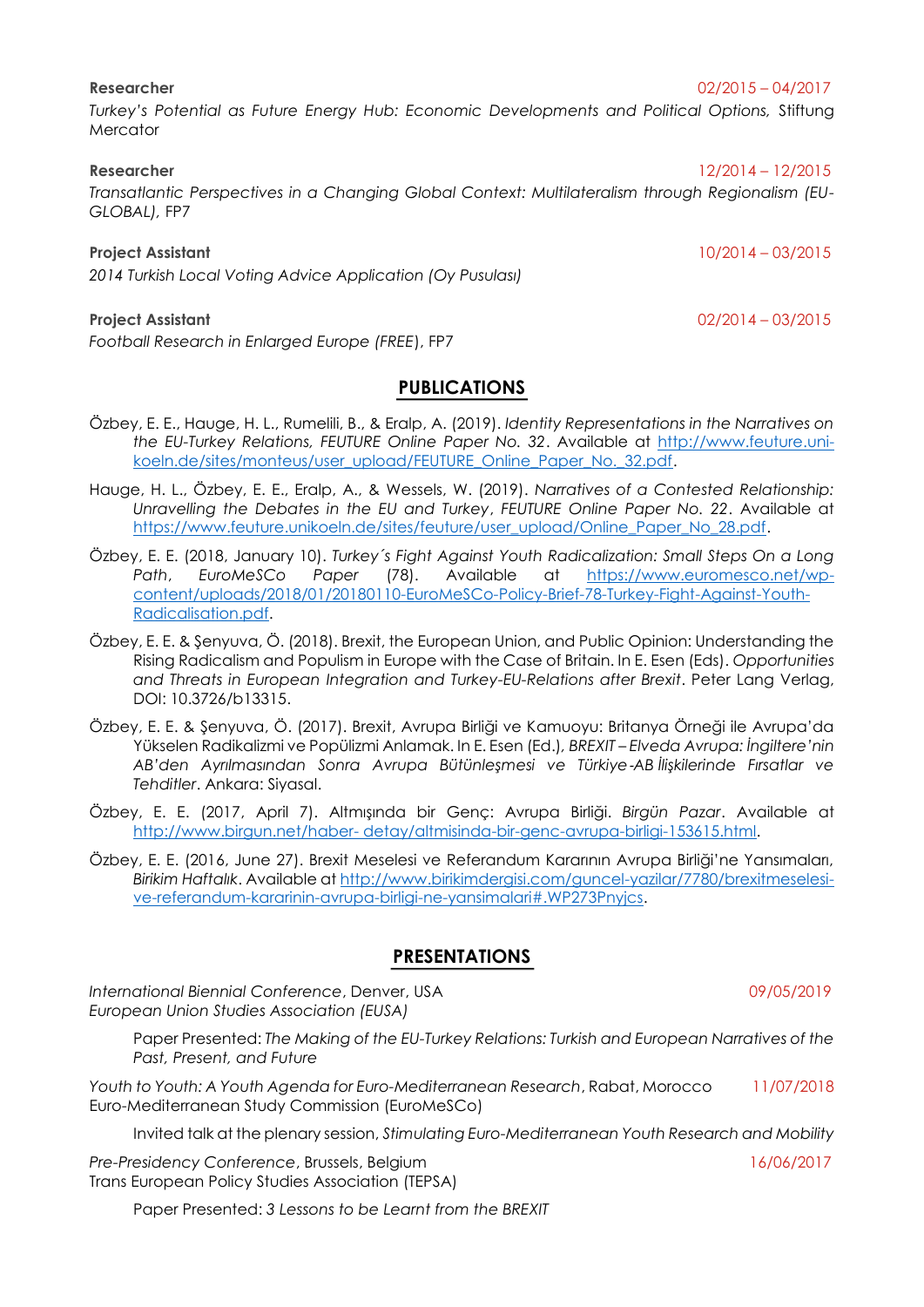**Researcher** 02/2015 – 04/2017

*Turkey's Potential as Future Energy Hub: Economic Developments and Political Options,* Stiftung Mercator

**Researcher** 12/2014 – 12/2015

*Transatlantic Perspectives in a Changing Global Context: Multilateralism through Regionalism (EU-GLOBAL),* FP7

**Project Assistant** 10/2014 – 03/2015

*2014 Turkish Local Voting Advice Application (Oy Pusulası)*

**Project Assistant** 02/2014 – 03/2015

*Football Research in Enlarged Europe (FREE*), FP7

## PUBLICATIONS

Özbey, E. E., Hauge, H. L., Rumelili, B., & Eralp, A. (2019). *Identity Representations in the Narratives on the EU-Turkey Relations, FEUTURE Online Paper No. 32*. Available at http://www.feuture.uni-koeln.de/sites/monteus/user_upload/FEUTURE_Online_Paper_No._32.pdf.

Hauge, H. L., Özbey, E. E., Eralp, A., & Wessels, W. (2019). *Narratives of a Contested Relationship: Unravelling the Debates in the EU and Turkey*, *FEUTURE Online Paper No. 22*. Available at https://www.feuture.unikoeln.de/sites/feuture/user_upload/Online_Paper_No_28.pdf.

Özbey, E. E. (2018, January 10). *Turkey´s Fight Against Youth Radicalization: Small Steps On a Long Path*, *EuroMeSCo Paper* (78). Available at https://www.euromesco.net/wp-content/uploads/2018/01/20180110-EuroMeSCo-Policy-Brief-78-Turkey-Fight-Against-Youth-Radicalisation.pdf.

Özbey, E. E. & Şenyuva, Ö. (2018). Brexit, the European Union, and Public Opinion: Understanding the Rising Radicalism and Populism in Europe with the Case of Britain. In E. Esen (Eds). *Opportunities and Threats in European Integration and Turkey-EU-Relations after Brexit*. Peter Lang Verlag, DOI: 10.3726/b13315.

Özbey, E. E. & Şenyuva, Ö. (2017). Brexit, Avrupa Birliği ve Kamuoyu: Britanya Örneği ile Avrupa'da Yükselen Radikalizmi ve Popülizmi Anlamak. In E. Esen (Ed.), *BREXIT – Elveda Avrupa: İngiltere'nin AB'den Ayrılmasından Sonra Avrupa Bütünleşmesi ve Türkiye-AB İlişkilerinde Fırsatlar ve Tehditler*. Ankara: Siyasal.

Özbey, E. E. (2017, April 7). Altmışında bir Genç: Avrupa Birliği. *Birgün Pazar*. Available at http://www.birgun.net/haber- detay/altmisinda-bir-genc-avrupa-birligi-153615.html.

Özbey, E. E. (2016, June 27). Brexit Meselesi ve Referandum Kararının Avrupa Birliği'ne Yansımaları, *Birikim Haftalık*. Available at http://www.birikimdergisi.com/guncel-yazilar/7780/brexitmeselesi-ve-referandum-kararinin-avrupa-birligi-ne-yansimalari#.WP273Pnyjcs.

## PRESENTATIONS

*International Biennial Conference*, Denver, USA 09/05/2019
*European Union Studies Association (EUSA)*

Paper Presented: *The Making of the EU-Turkey Relations: Turkish and European Narratives of the Past, Present, and Future*

*Youth to Youth: A Youth Agenda for Euro-Mediterranean Research*, Rabat, Morocco 11/07/2018
Euro-Mediterranean Study Commission (EuroMeSCo)

Invited talk at the plenary session, *Stimulating Euro-Mediterranean Youth Research and Mobility*

*Pre-Presidency Conference*, Brussels, Belgium 16/06/2017
Trans European Policy Studies Association (TEPSA)

Paper Presented: *3 Lessons to be Learnt from the BREXIT*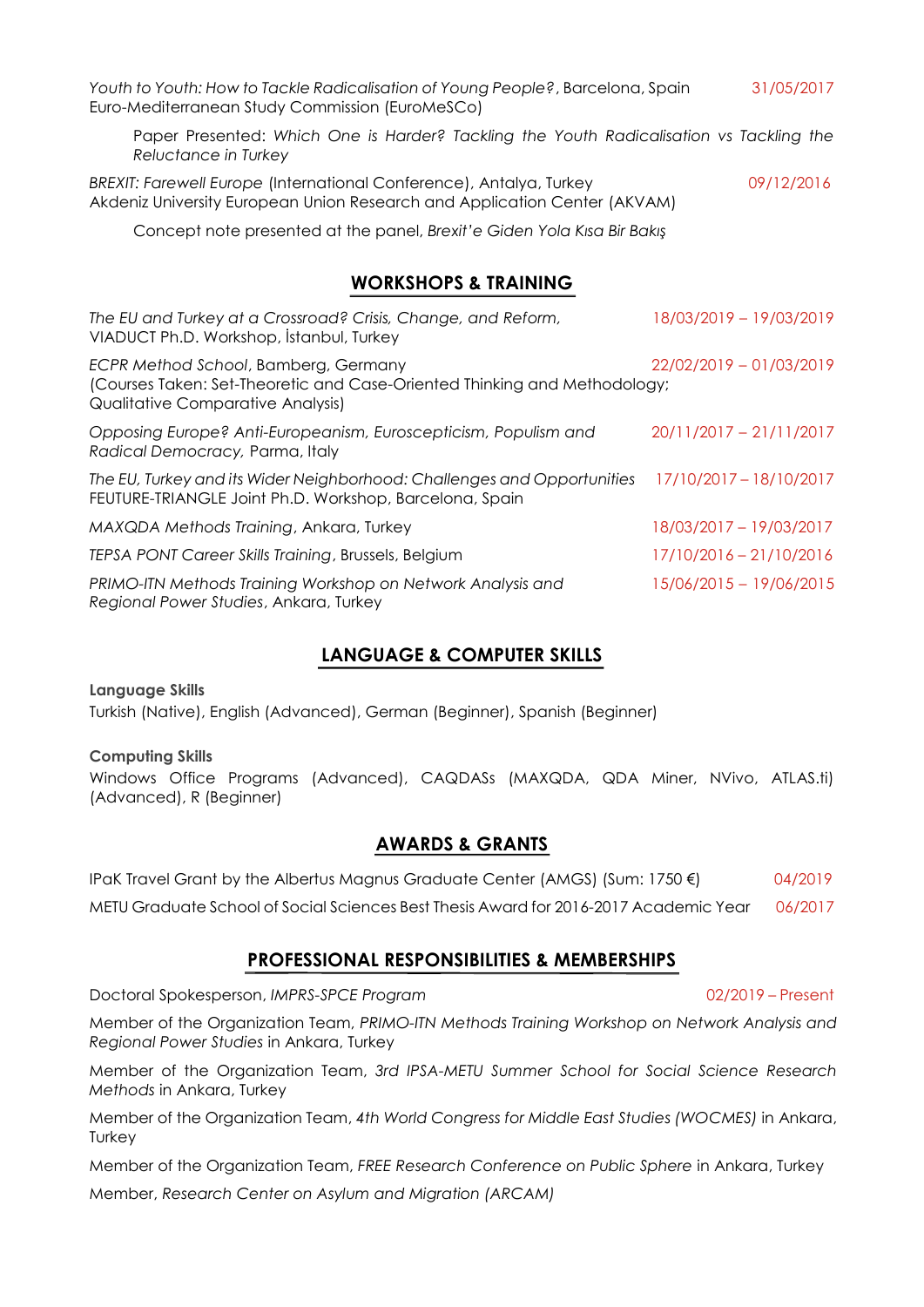*Youth to Youth: How to Tackle Radicalisation of Young People?*, Barcelona, Spain — 31/05/2017
Euro-Mediterranean Study Commission (EuroMeSCo)

Paper Presented: *Which One is Harder? Tackling the Youth Radicalisation vs Tackling the Reluctance in Turkey*

*BREXIT: Farewell Europe* (International Conference), Antalya, Turkey — 09/12/2016
Akdeniz University European Union Research and Application Center (AKVAM)

Concept note presented at the panel, *Brexit'e Giden Yola Kısa Bir Bakış*

## WORKSHOPS & TRAINING

*The EU and Turkey at a Crossroad? Crisis, Change, and Reform,* — 18/03/2019 – 19/03/2019
VIADUCT Ph.D. Workshop, İstanbul, Turkey

*ECPR Method School*, Bamberg, Germany — 22/02/2019 – 01/03/2019
(Courses Taken: Set-Theoretic and Case-Oriented Thinking and Methodology; Qualitative Comparative Analysis)

*Opposing Europe? Anti-Europeanism, Euroscepticism, Populism and Radical Democracy,* Parma, Italy — 20/11/2017 – 21/11/2017

*The EU, Turkey and its Wider Neighborhood: Challenges and Opportunities* — 17/10/2017 – 18/10/2017
FEUTURE-TRIANGLE Joint Ph.D. Workshop, Barcelona, Spain

*MAXQDA Methods Training*, Ankara, Turkey — 18/03/2017 – 19/03/2017

*TEPSA PONT Career Skills Training*, Brussels, Belgium — 17/10/2016 – 21/10/2016

*PRIMO-ITN Methods Training Workshop on Network Analysis and Regional Power Studies*, Ankara, Turkey — 15/06/2015 – 19/06/2015

## LANGUAGE & COMPUTER SKILLS

**Language Skills**
Turkish (Native), English (Advanced), German (Beginner), Spanish (Beginner)

**Computing Skills**
Windows Office Programs (Advanced), CAQDASs (MAXQDA, QDA Miner, NVivo, ATLAS.ti) (Advanced), R (Beginner)

## AWARDS & GRANTS

IPaK Travel Grant by the Albertus Magnus Graduate Center (AMGS) (Sum: 1750 €) — 04/2019

METU Graduate School of Social Sciences Best Thesis Award for 2016-2017 Academic Year — 06/2017

## PROFESSIONAL RESPONSIBILITIES & MEMBERSHIPS

Doctoral Spokesperson, *IMPRS-SPCE Program* — 02/2019 – Present

Member of the Organization Team, *PRIMO-ITN Methods Training Workshop on Network Analysis and Regional Power Studies* in Ankara, Turkey

Member of the Organization Team, *3rd IPSA-METU Summer School for Social Science Research Methods* in Ankara, Turkey

Member of the Organization Team, *4th World Congress for Middle East Studies (WOCMES)* in Ankara, Turkey

Member of the Organization Team, *FREE Research Conference on Public Sphere* in Ankara, Turkey

Member, *Research Center on Asylum and Migration (ARCAM)*